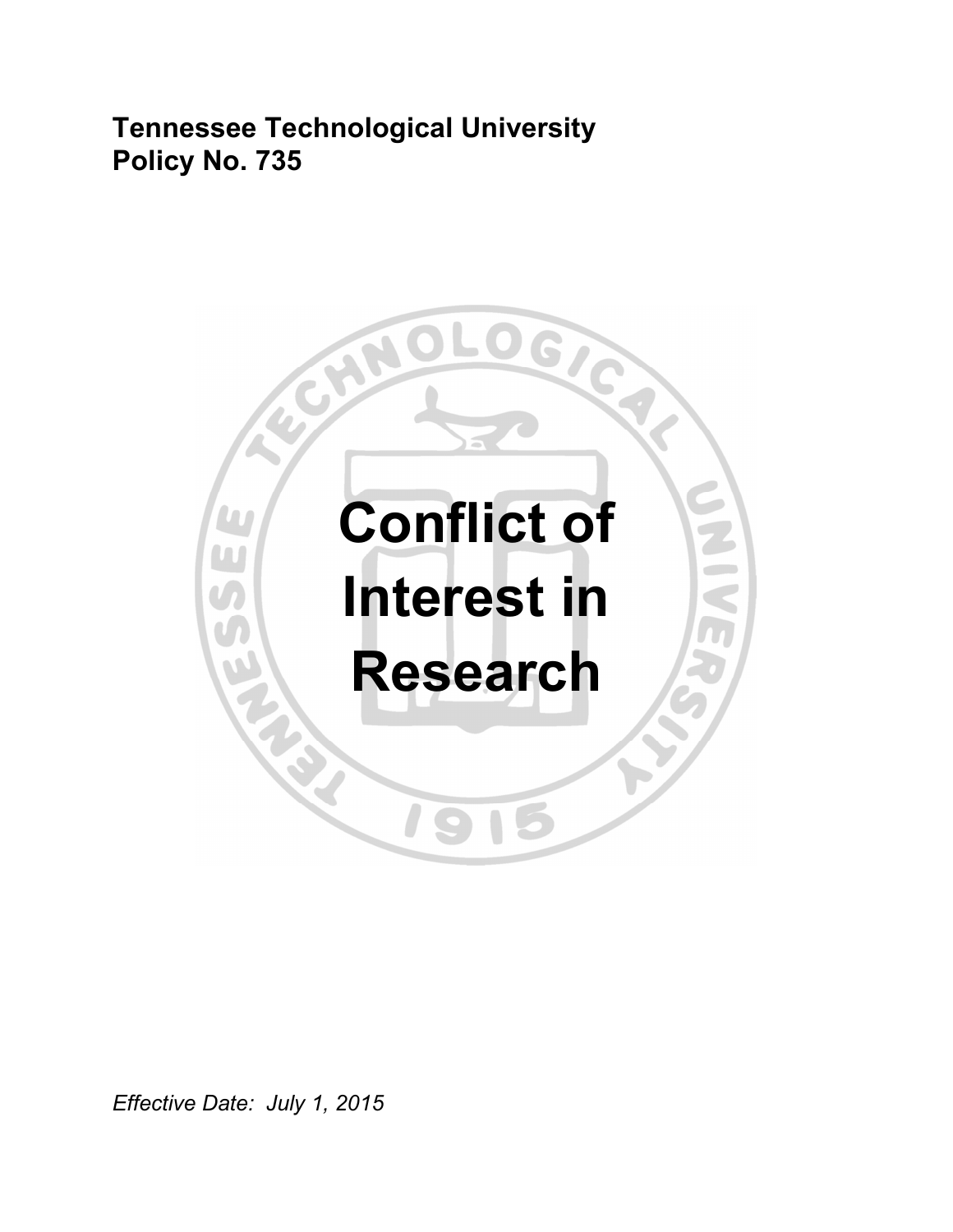**Tennessee Technological University**
**Policy No. 735**

# Conflict of Interest in Research

*Effective Date: July 1, 2015*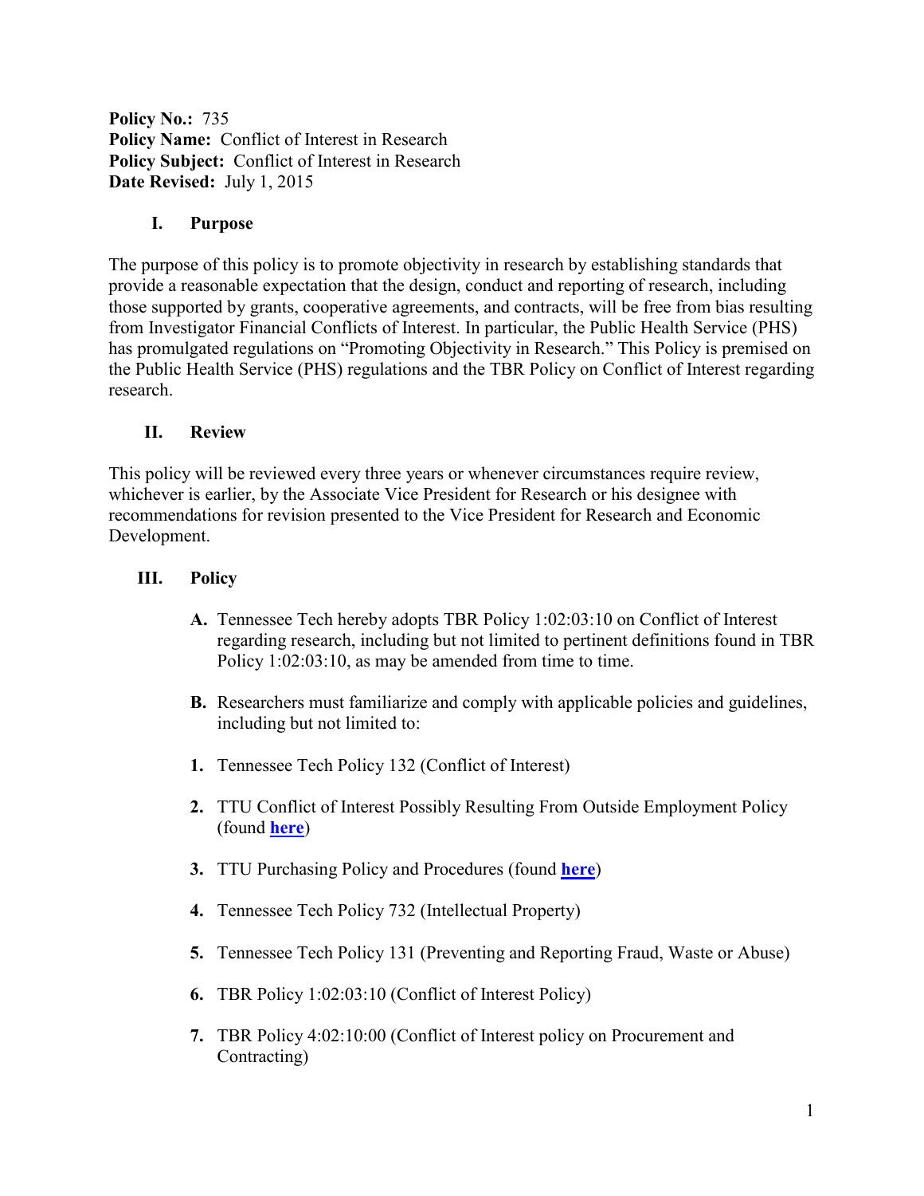**Policy No.:** 735
**Policy Name:** Conflict of Interest in Research
**Policy Subject:** Conflict of Interest in Research
**Date Revised:** July 1, 2015

## I. Purpose

The purpose of this policy is to promote objectivity in research by establishing standards that provide a reasonable expectation that the design, conduct and reporting of research, including those supported by grants, cooperative agreements, and contracts, will be free from bias resulting from Investigator Financial Conflicts of Interest. In particular, the Public Health Service (PHS) has promulgated regulations on "Promoting Objectivity in Research." This Policy is premised on the Public Health Service (PHS) regulations and the TBR Policy on Conflict of Interest regarding research.

## II. Review

This policy will be reviewed every three years or whenever circumstances require review, whichever is earlier, by the Associate Vice President for Research or his designee with recommendations for revision presented to the Vice President for Research and Economic Development.

## III. Policy

**A.** Tennessee Tech hereby adopts TBR Policy 1:02:03:10 on Conflict of Interest regarding research, including but not limited to pertinent definitions found in TBR Policy 1:02:03:10, as may be amended from time to time.

**B.** Researchers must familiarize and comply with applicable policies and guidelines, including but not limited to:

1. Tennessee Tech Policy 132 (Conflict of Interest)
2. TTU Conflict of Interest Possibly Resulting From Outside Employment Policy (found **here**)
3. TTU Purchasing Policy and Procedures (found **here**)
4. Tennessee Tech Policy 732 (Intellectual Property)
5. Tennessee Tech Policy 131 (Preventing and Reporting Fraud, Waste or Abuse)
6. TBR Policy 1:02:03:10 (Conflict of Interest Policy)
7. TBR Policy 4:02:10:00 (Conflict of Interest policy on Procurement and Contracting)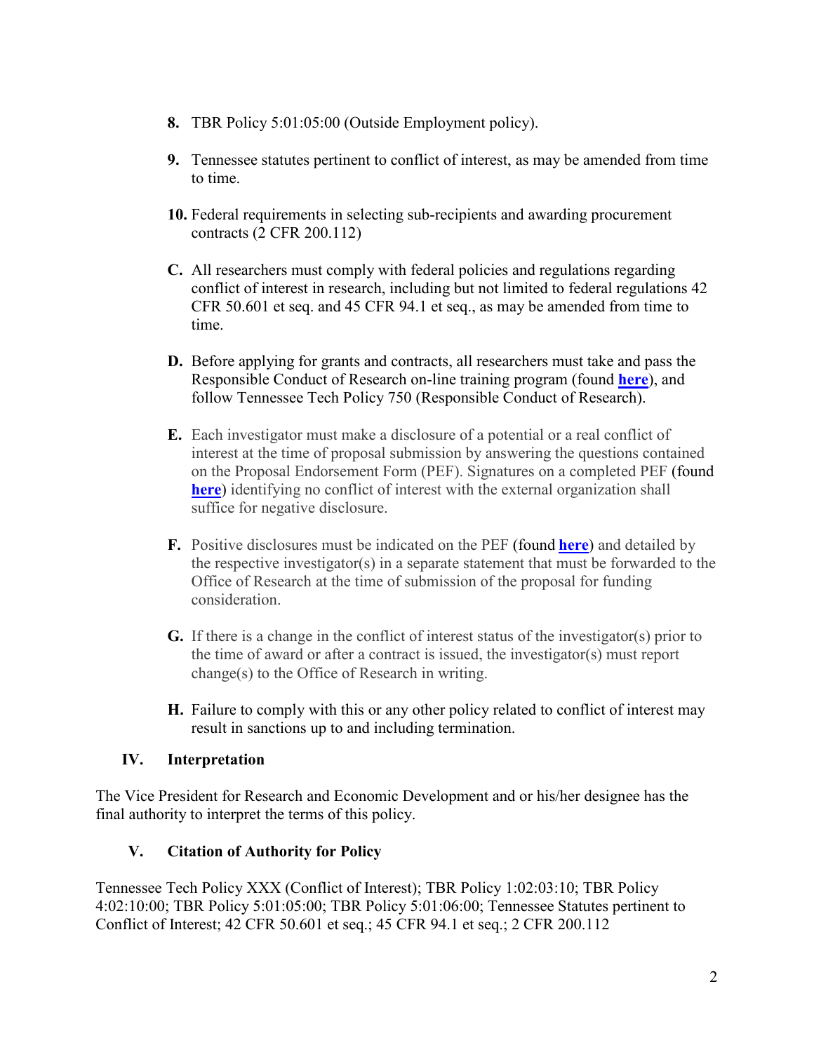8. TBR Policy 5:01:05:00 (Outside Employment policy).

9. Tennessee statutes pertinent to conflict of interest, as may be amended from time to time.

10. Federal requirements in selecting sub-recipients and awarding procurement contracts (2 CFR 200.112)

C. All researchers must comply with federal policies and regulations regarding conflict of interest in research, including but not limited to federal regulations 42 CFR 50.601 et seq. and 45 CFR 94.1 et seq., as may be amended from time to time.

D. Before applying for grants and contracts, all researchers must take and pass the Responsible Conduct of Research on-line training program (found **here**), and follow Tennessee Tech Policy 750 (Responsible Conduct of Research).

E. Each investigator must make a disclosure of a potential or a real conflict of interest at the time of proposal submission by answering the questions contained on the Proposal Endorsement Form (PEF). Signatures on a completed PEF (found **here**) identifying no conflict of interest with the external organization shall suffice for negative disclosure.

F. Positive disclosures must be indicated on the PEF (found **here**) and detailed by the respective investigator(s) in a separate statement that must be forwarded to the Office of Research at the time of submission of the proposal for funding consideration.

G. If there is a change in the conflict of interest status of the investigator(s) prior to the time of award or after a contract is issued, the investigator(s) must report change(s) to the Office of Research in writing.

H. Failure to comply with this or any other policy related to conflict of interest may result in sanctions up to and including termination.

## IV. Interpretation

The Vice President for Research and Economic Development and or his/her designee has the final authority to interpret the terms of this policy.

## V. Citation of Authority for Policy

Tennessee Tech Policy XXX (Conflict of Interest); TBR Policy 1:02:03:10; TBR Policy 4:02:10:00; TBR Policy 5:01:05:00; TBR Policy 5:01:06:00; Tennessee Statutes pertinent to Conflict of Interest; 42 CFR 50.601 et seq.; 45 CFR 94.1 et seq.; 2 CFR 200.112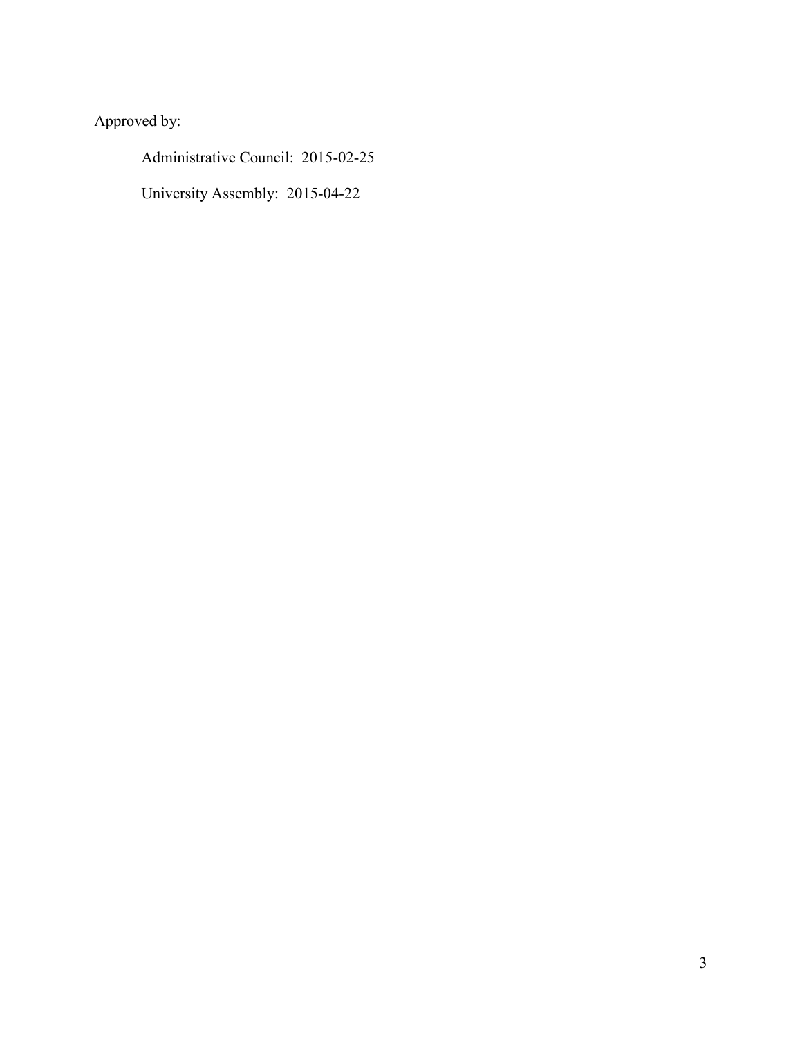Approved by:

Administrative Council: 2015-02-25

University Assembly: 2015-04-22